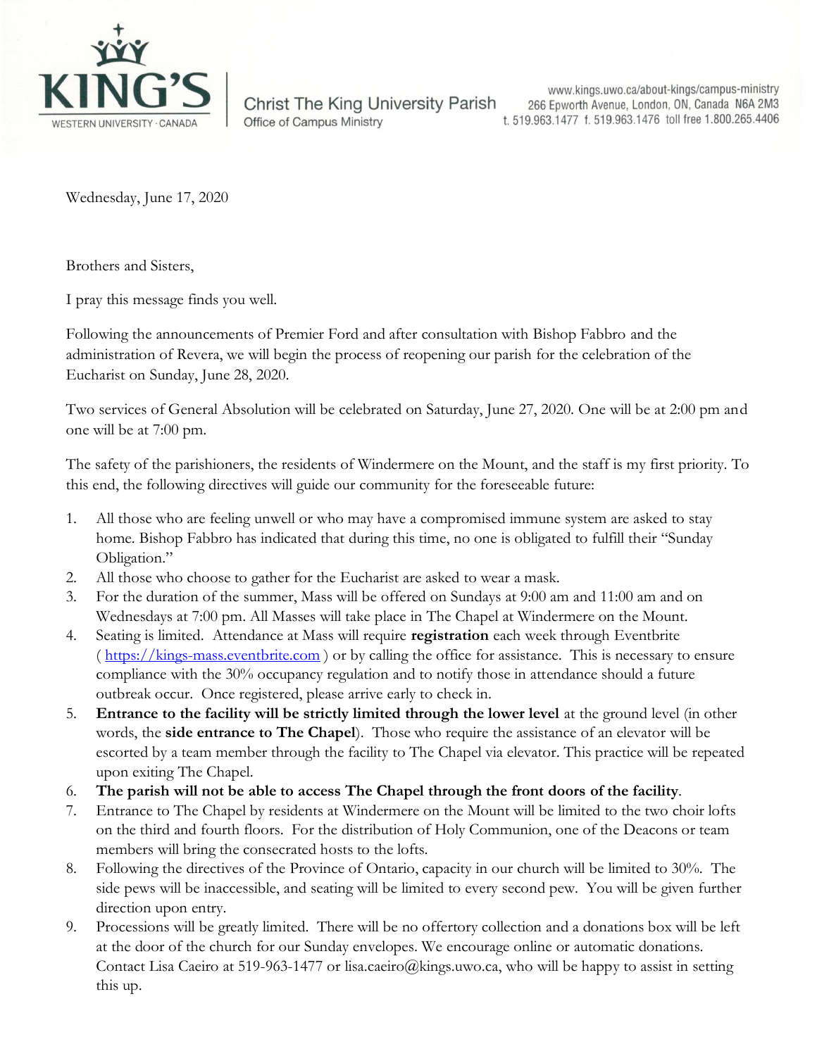KING'S

WESTERN UNIVERSITY · CANADA

Christ The King University Parish
Office of Campus Ministry

www.kings.uwo.ca/about-kings/campus-ministry
266 Epworth Avenue, London, ON, Canada N6A 2M3
t. 519.963.1477 f. 519.963.1476 toll free 1.800.265.4406

Wednesday, June 17, 2020

Brothers and Sisters,

I pray this message finds you well.

Following the announcements of Premier Ford and after consultation with Bishop Fabbro and the administration of Revera, we will begin the process of reopening our parish for the celebration of the Eucharist on Sunday, June 28, 2020.

Two services of General Absolution will be celebrated on Saturday, June 27, 2020. One will be at 2:00 pm and one will be at 7:00 pm.

The safety of the parishioners, the residents of Windermere on the Mount, and the staff is my first priority. To this end, the following directives will guide our community for the foreseeable future:

1. All those who are feeling unwell or who may have a compromised immune system are asked to stay home. Bishop Fabbro has indicated that during this time, no one is obligated to fulfill their "Sunday Obligation."
2. All those who choose to gather for the Eucharist are asked to wear a mask.
3. For the duration of the summer, Mass will be offered on Sundays at 9:00 am and 11:00 am and on Wednesdays at 7:00 pm. All Masses will take place in The Chapel at Windermere on the Mount.
4. Seating is limited. Attendance at Mass will require **registration** each week through Eventbrite ( https://kings-mass.eventbrite.com ) or by calling the office for assistance. This is necessary to ensure compliance with the 30% occupancy regulation and to notify those in attendance should a future outbreak occur. Once registered, please arrive early to check in.
5. **Entrance to the facility will be strictly limited through the lower level** at the ground level (in other words, the **side entrance to The Chapel**). Those who require the assistance of an elevator will be escorted by a team member through the facility to The Chapel via elevator. This practice will be repeated upon exiting The Chapel.
6. **The parish will not be able to access The Chapel through the front doors of the facility**.
7. Entrance to The Chapel by residents at Windermere on the Mount will be limited to the two choir lofts on the third and fourth floors. For the distribution of Holy Communion, one of the Deacons or team members will bring the consecrated hosts to the lofts.
8. Following the directives of the Province of Ontario, capacity in our church will be limited to 30%. The side pews will be inaccessible, and seating will be limited to every second pew. You will be given further direction upon entry.
9. Processions will be greatly limited. There will be no offertory collection and a donations box will be left at the door of the church for our Sunday envelopes. We encourage online or automatic donations. Contact Lisa Caeiro at 519-963-1477 or lisa.caeiro@kings.uwo.ca, who will be happy to assist in setting this up.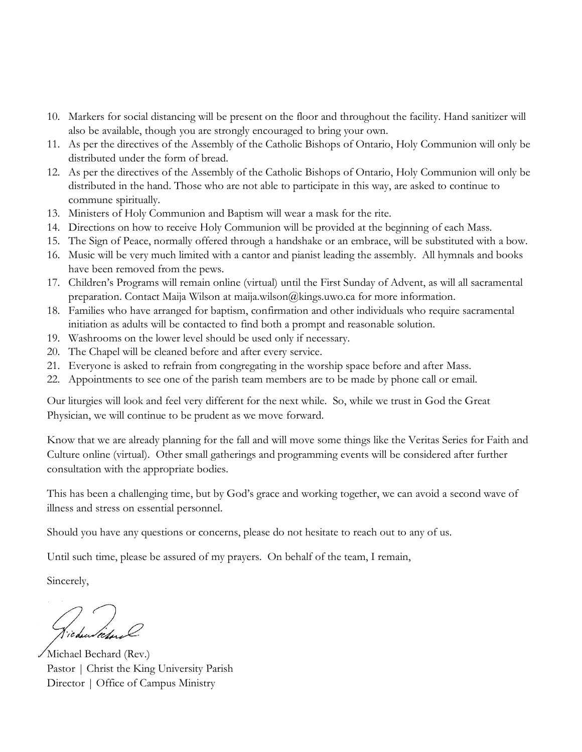10. Markers for social distancing will be present on the floor and throughout the facility. Hand sanitizer will also be available, though you are strongly encouraged to bring your own.
11. As per the directives of the Assembly of the Catholic Bishops of Ontario, Holy Communion will only be distributed under the form of bread.
12. As per the directives of the Assembly of the Catholic Bishops of Ontario, Holy Communion will only be distributed in the hand. Those who are not able to participate in this way, are asked to continue to commune spiritually.
13. Ministers of Holy Communion and Baptism will wear a mask for the rite.
14. Directions on how to receive Holy Communion will be provided at the beginning of each Mass.
15. The Sign of Peace, normally offered through a handshake or an embrace, will be substituted with a bow.
16. Music will be very much limited with a cantor and pianist leading the assembly. All hymnals and books have been removed from the pews.
17. Children's Programs will remain online (virtual) until the First Sunday of Advent, as will all sacramental preparation. Contact Maija Wilson at maija.wilson@kings.uwo.ca for more information.
18. Families who have arranged for baptism, confirmation and other individuals who require sacramental initiation as adults will be contacted to find both a prompt and reasonable solution.
19. Washrooms on the lower level should be used only if necessary.
20. The Chapel will be cleaned before and after every service.
21. Everyone is asked to refrain from congregating in the worship space before and after Mass.
22. Appointments to see one of the parish team members are to be made by phone call or email.

Our liturgies will look and feel very different for the next while. So, while we trust in God the Great Physician, we will continue to be prudent as we move forward.

Know that we are already planning for the fall and will move some things like the Veritas Series for Faith and Culture online (virtual). Other small gatherings and programming events will be considered after further consultation with the appropriate bodies.

This has been a challenging time, but by God's grace and working together, we can avoid a second wave of illness and stress on essential personnel.

Should you have any questions or concerns, please do not hesitate to reach out to any of us.

Until such time, please be assured of my prayers. On behalf of the team, I remain,

Sincerely,

Michael Bechard (Rev.)
Pastor | Christ the King University Parish
Director | Office of Campus Ministry